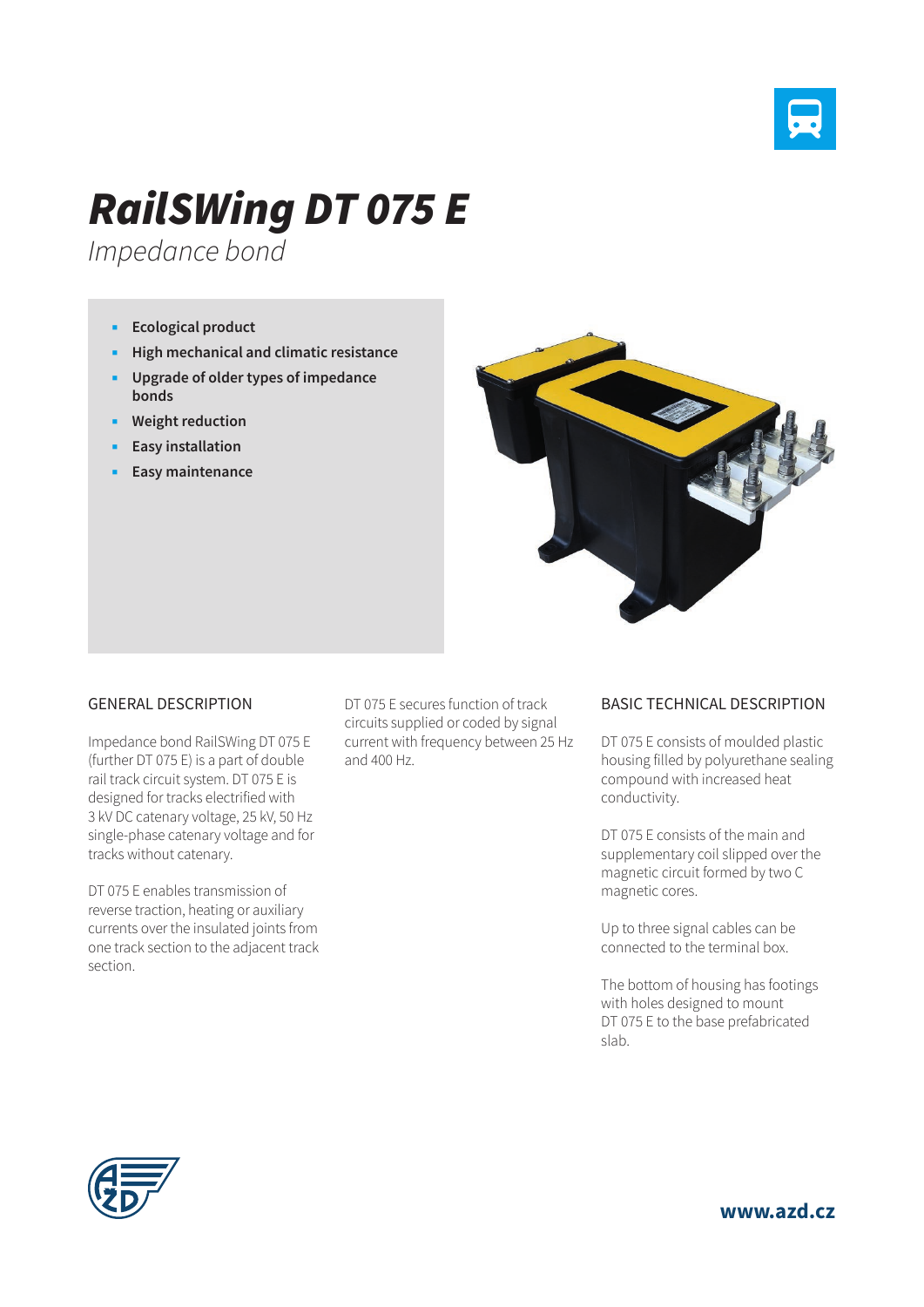# RailSWing DT 075 E

*Impedance bond*

- **Ecological product**
- **High mechanical and climatic resistance**
- **Upgrade of older types of impedance bonds**
- **Weight reduction**
- **Easy installation**
- **Easy maintenance**

## GENERAL DESCRIPTION

Impedance bond RailSWing DT 075 E (further DT 075 E) is a part of double rail track circuit system. DT 075 E is designed for tracks electrified with 3 kV DC catenary voltage, 25 kV, 50 Hz single-phase catenary voltage and for tracks without catenary.

DT 075 E enables transmission of reverse traction, heating or auxiliary currents over the insulated joints from one track section to the adjacent track section.

DT 075 E secures function of track circuits supplied or coded by signal current with frequency between 25 Hz and 400 Hz.

## BASIC TECHNICAL DESCRIPTION

DT 075 E consists of moulded plastic housing filled by polyurethane sealing compound with increased heat conductivity.

DT 075 E consists of the main and supplementary coil slipped over the magnetic circuit formed by two C magnetic cores.

Up to three signal cables can be connected to the terminal box.

The bottom of housing has footings with holes designed to mount DT 075 E to the base prefabricated slab.

**www.azd.cz**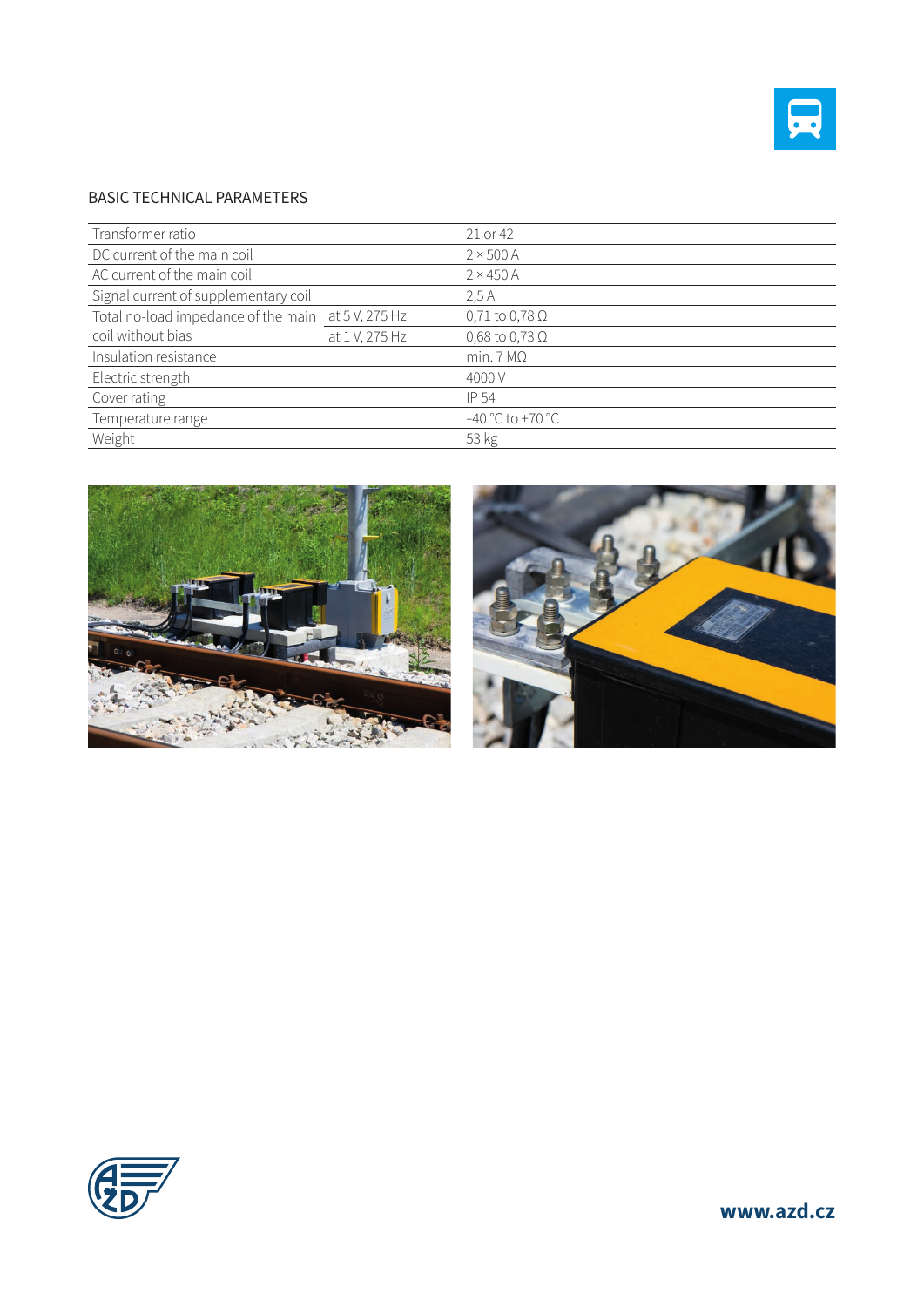## BASIC TECHNICAL PARAMETERS

| | | |
|---|---|---|
| Transformer ratio | | 21 or 42 |
| DC current of the main coil | | 2 × 500 A |
| AC current of the main coil | | 2 × 450 A |
| Signal current of supplementary coil | | 2,5 A |
| Total no-load impedance of the main coil without bias | at 5 V, 275 Hz | 0,71 to 0,78 Ω |
| | at 1 V, 275 Hz | 0,68 to 0,73 Ω |
| Insulation resistance | | min. 7 MΩ |
| Electric strength | | 4000 V |
| Cover rating | | IP 54 |
| Temperature range | | −40 °C to +70 °C |
| Weight | | 53 kg |

www.azd.cz